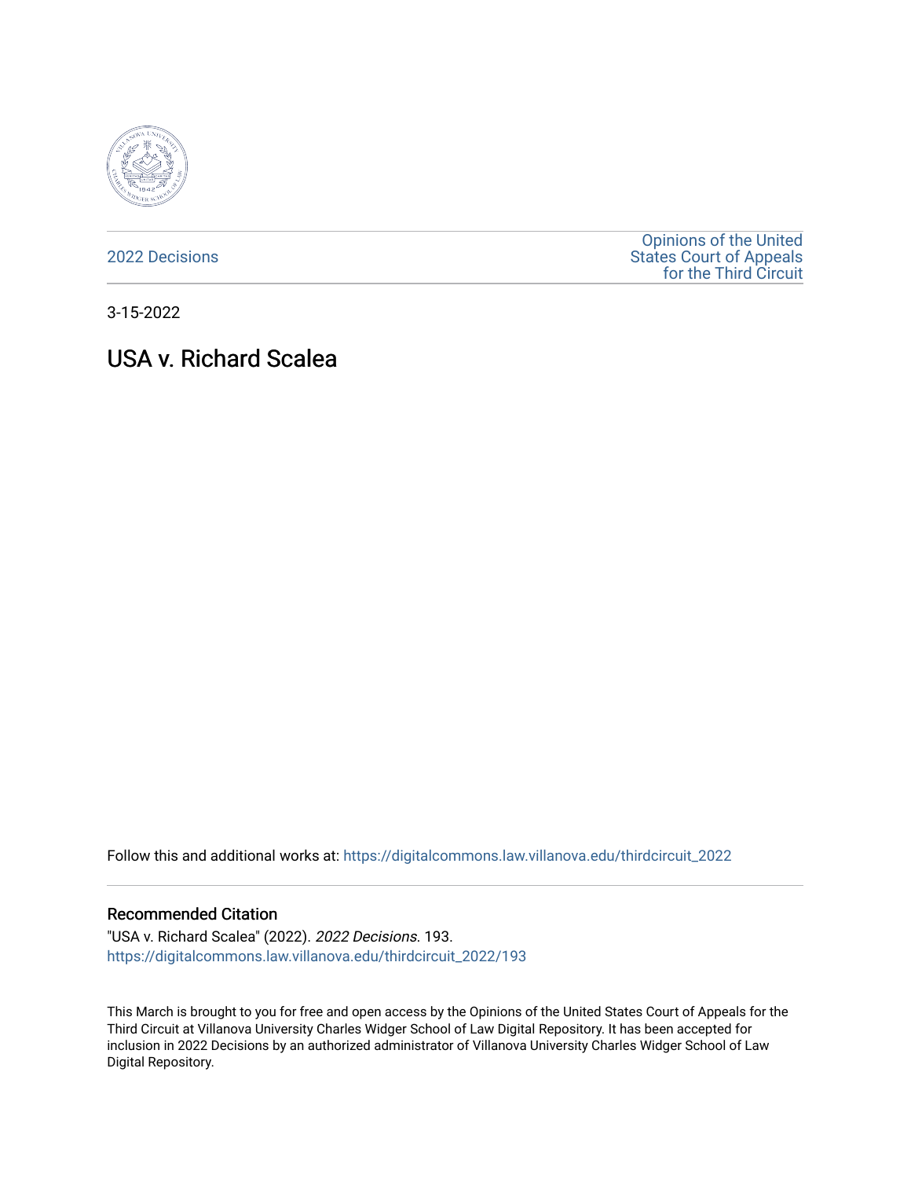2022 Decisions

Opinions of the United States Court of Appeals for the Third Circuit

3-15-2022

# USA v. Richard Scalea

Follow this and additional works at: https://digitalcommons.law.villanova.edu/thirdcircuit_2022

### Recommended Citation

"USA v. Richard Scalea" (2022). *2022 Decisions*. 193.
https://digitalcommons.law.villanova.edu/thirdcircuit_2022/193

This March is brought to you for free and open access by the Opinions of the United States Court of Appeals for the Third Circuit at Villanova University Charles Widger School of Law Digital Repository. It has been accepted for inclusion in 2022 Decisions by an authorized administrator of Villanova University Charles Widger School of Law Digital Repository.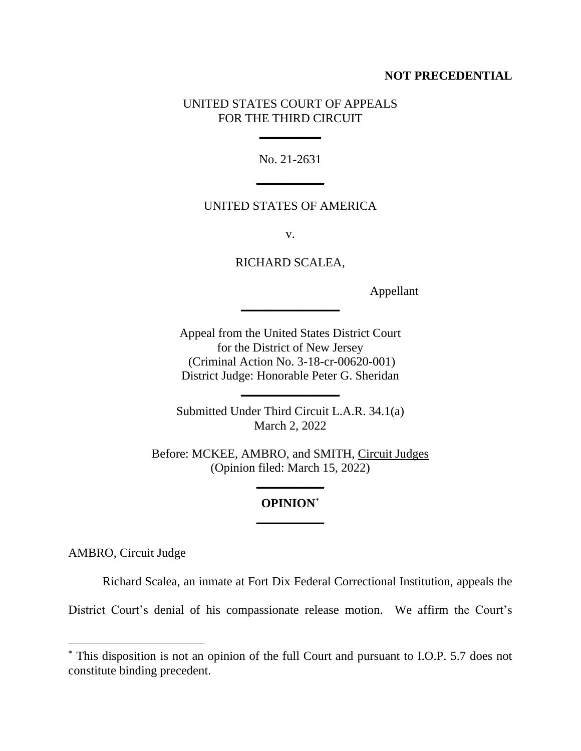**NOT PRECEDENTIAL**

UNITED STATES COURT OF APPEALS
FOR THE THIRD CIRCUIT

No. 21-2631

UNITED STATES OF AMERICA

v.

RICHARD SCALEA,

Appellant

Appeal from the United States District Court
for the District of New Jersey
(Criminal Action No. 3-18-cr-00620-001)
District Judge: Honorable Peter G. Sheridan

Submitted Under Third Circuit L.A.R. 34.1(a)
March 2, 2022

Before: MCKEE, AMBRO, and SMITH, Circuit Judges
(Opinion filed: March 15, 2022)

**OPINION**[*]

AMBRO, Circuit Judge

Richard Scalea, an inmate at Fort Dix Federal Correctional Institution, appeals the District Court's denial of his compassionate release motion. We affirm the Court's

---

[*] This disposition is not an opinion of the full Court and pursuant to I.O.P. 5.7 does not constitute binding precedent.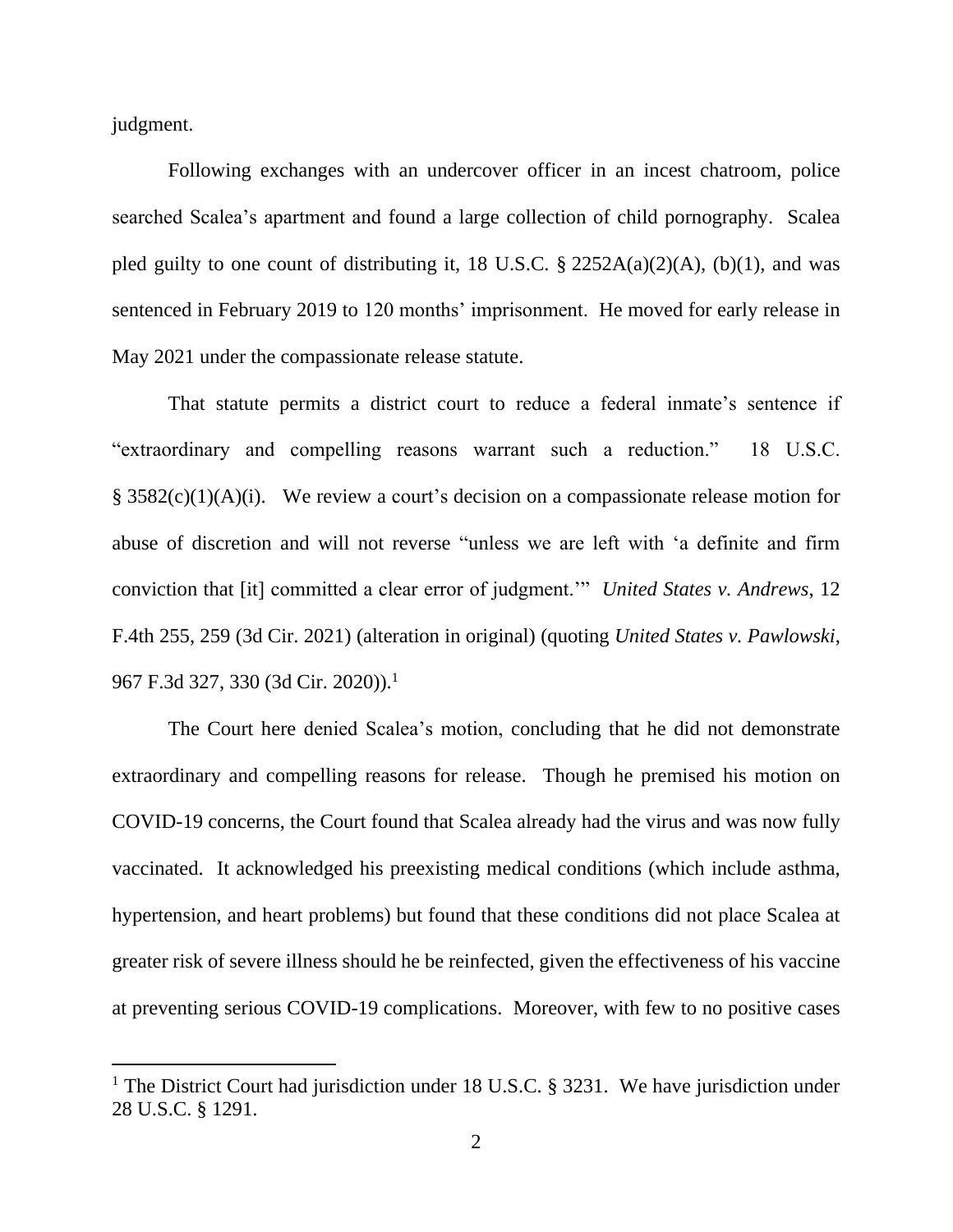judgment.

Following exchanges with an undercover officer in an incest chatroom, police searched Scalea's apartment and found a large collection of child pornography. Scalea pled guilty to one count of distributing it, 18 U.S.C. § 2252A(a)(2)(A), (b)(1), and was sentenced in February 2019 to 120 months' imprisonment. He moved for early release in May 2021 under the compassionate release statute.

That statute permits a district court to reduce a federal inmate's sentence if "extraordinary and compelling reasons warrant such a reduction." 18 U.S.C. § 3582(c)(1)(A)(i). We review a court's decision on a compassionate release motion for abuse of discretion and will not reverse "unless we are left with 'a definite and firm conviction that [it] committed a clear error of judgment.'" *United States v. Andrews*, 12 F.4th 255, 259 (3d Cir. 2021) (alteration in original) (quoting *United States v. Pawlowski*, 967 F.3d 327, 330 (3d Cir. 2020)).[1]

The Court here denied Scalea's motion, concluding that he did not demonstrate extraordinary and compelling reasons for release. Though he premised his motion on COVID-19 concerns, the Court found that Scalea already had the virus and was now fully vaccinated. It acknowledged his preexisting medical conditions (which include asthma, hypertension, and heart problems) but found that these conditions did not place Scalea at greater risk of severe illness should he be reinfected, given the effectiveness of his vaccine at preventing serious COVID-19 complications. Moreover, with few to no positive cases

[1] The District Court had jurisdiction under 18 U.S.C. § 3231. We have jurisdiction under 28 U.S.C. § 1291.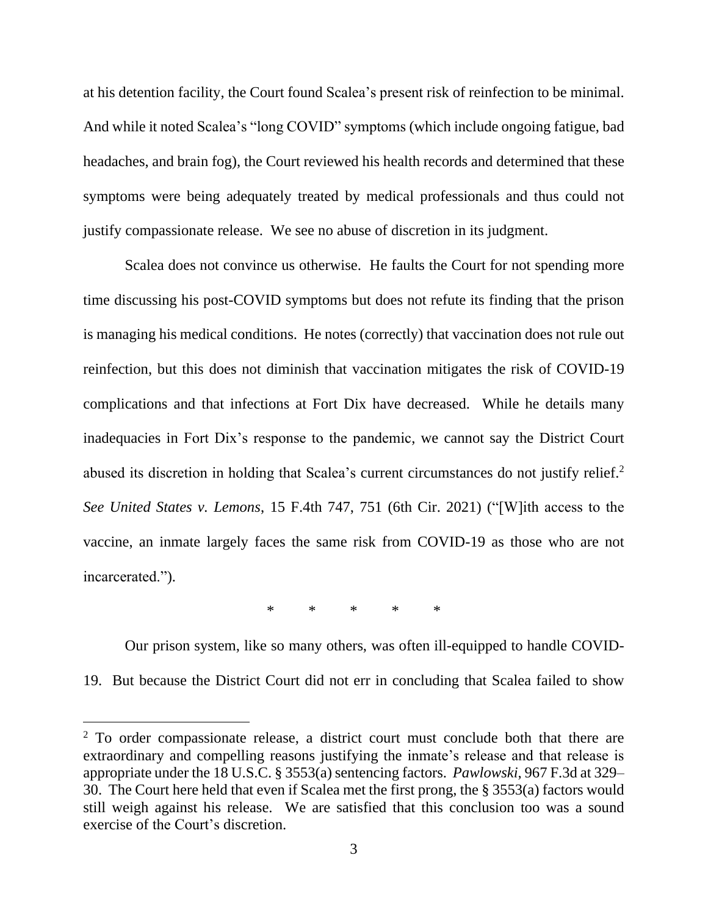at his detention facility, the Court found Scalea's present risk of reinfection to be minimal. And while it noted Scalea's "long COVID" symptoms (which include ongoing fatigue, bad headaches, and brain fog), the Court reviewed his health records and determined that these symptoms were being adequately treated by medical professionals and thus could not justify compassionate release. We see no abuse of discretion in its judgment.

Scalea does not convince us otherwise. He faults the Court for not spending more time discussing his post-COVID symptoms but does not refute its finding that the prison is managing his medical conditions. He notes (correctly) that vaccination does not rule out reinfection, but this does not diminish that vaccination mitigates the risk of COVID-19 complications and that infections at Fort Dix have decreased. While he details many inadequacies in Fort Dix's response to the pandemic, we cannot say the District Court abused its discretion in holding that Scalea's current circumstances do not justify relief.[2] *See United States v. Lemons*, 15 F.4th 747, 751 (6th Cir. 2021) ("[W]ith access to the vaccine, an inmate largely faces the same risk from COVID-19 as those who are not incarcerated.").

\* \* \* \* \*

Our prison system, like so many others, was often ill-equipped to handle COVID-19. But because the District Court did not err in concluding that Scalea failed to show

[2] To order compassionate release, a district court must conclude both that there are extraordinary and compelling reasons justifying the inmate's release and that release is appropriate under the 18 U.S.C. § 3553(a) sentencing factors. *Pawlowski*, 967 F.3d at 329–30. The Court here held that even if Scalea met the first prong, the § 3553(a) factors would still weigh against his release. We are satisfied that this conclusion too was a sound exercise of the Court's discretion.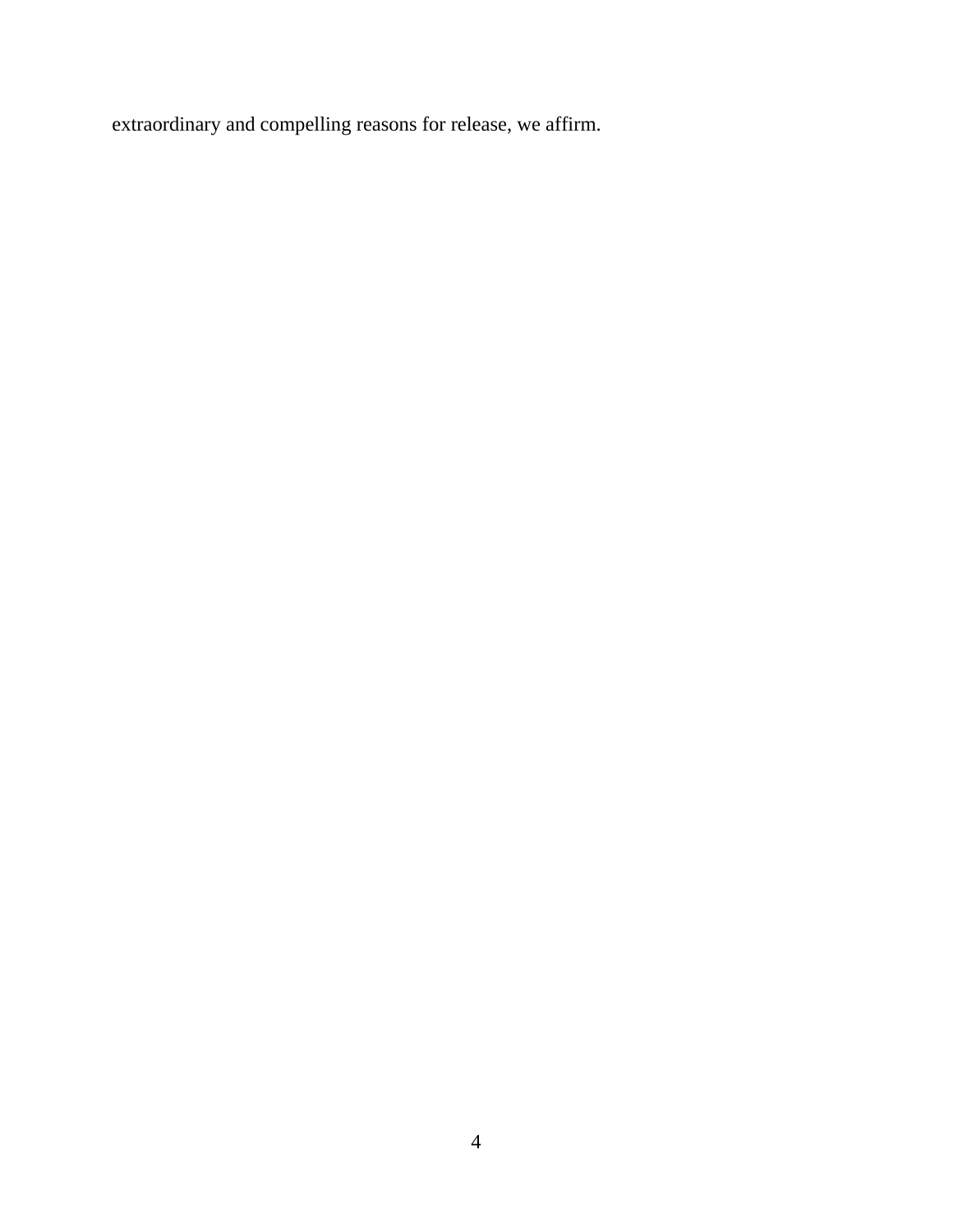extraordinary and compelling reasons for release, we affirm.